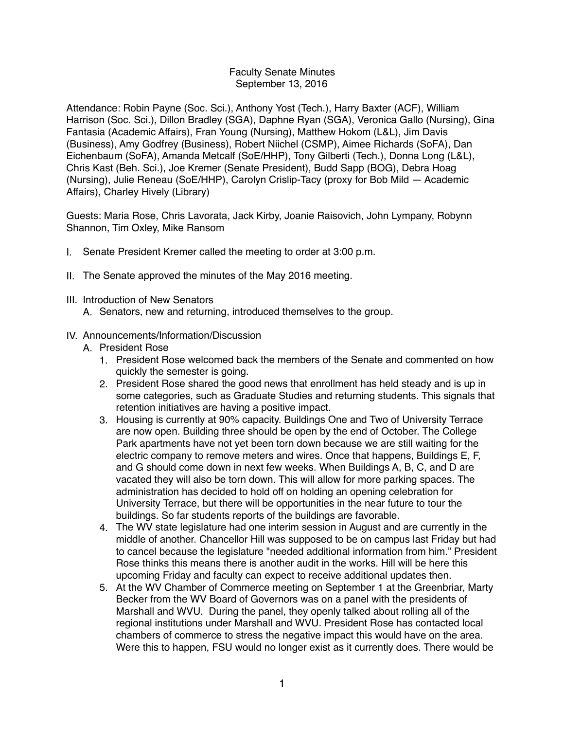# Faculty Senate Minutes
September 13, 2016

Attendance: Robin Payne (Soc. Sci.), Anthony Yost (Tech.), Harry Baxter (ACF), William Harrison (Soc. Sci.), Dillon Bradley (SGA), Daphne Ryan (SGA), Veronica Gallo (Nursing), Gina Fantasia (Academic Affairs), Fran Young (Nursing), Matthew Hokom (L&L), Jim Davis (Business), Amy Godfrey (Business), Robert Niichel (CSMP), Aimee Richards (SoFA), Dan Eichenbaum (SoFA), Amanda Metcalf (SoE/HHP), Tony Gilberti (Tech.), Donna Long (L&L), Chris Kast (Beh. Sci.), Joe Kremer (Senate President), Budd Sapp (BOG), Debra Hoag (Nursing), Julie Reneau (SoE/HHP), Carolyn Crislip-Tacy (proxy for Bob Mild — Academic Affairs), Charley Hively (Library)

Guests: Maria Rose, Chris Lavorata, Jack Kirby, Joanie Raisovich, John Lympany, Robynn Shannon, Tim Oxley, Mike Ransom

I. Senate President Kremer called the meeting to order at 3:00 p.m.

II. The Senate approved the minutes of the May 2016 meeting.

III. Introduction of New Senators
   A. Senators, new and returning, introduced themselves to the group.

IV. Announcements/Information/Discussion
   A. President Rose
      1. President Rose welcomed back the members of the Senate and commented on how quickly the semester is going.
      2. President Rose shared the good news that enrollment has held steady and is up in some categories, such as Graduate Studies and returning students. This signals that retention initiatives are having a positive impact.
      3. Housing is currently at 90% capacity. Buildings One and Two of University Terrace are now open. Building three should be open by the end of October. The College Park apartments have not yet been torn down because we are still waiting for the electric company to remove meters and wires. Once that happens, Buildings E, F, and G should come down in next few weeks. When Buildings A, B, C, and D are vacated they will also be torn down. This will allow for more parking spaces. The administration has decided to hold off on holding an opening celebration for University Terrace, but there will be opportunities in the near future to tour the buildings. So far students reports of the buildings are favorable.
      4. The WV state legislature had one interim session in August and are currently in the middle of another. Chancellor Hill was supposed to be on campus last Friday but had to cancel because the legislature "needed additional information from him." President Rose thinks this means there is another audit in the works. Hill will be here this upcoming Friday and faculty can expect to receive additional updates then.
      5. At the WV Chamber of Commerce meeting on September 1 at the Greenbriar, Marty Becker from the WV Board of Governors was on a panel with the presidents of Marshall and WVU. During the panel, they openly talked about rolling all of the regional institutions under Marshall and WVU. President Rose has contacted local chambers of commerce to stress the negative impact this would have on the area. Were this to happen, FSU would no longer exist as it currently does. There would be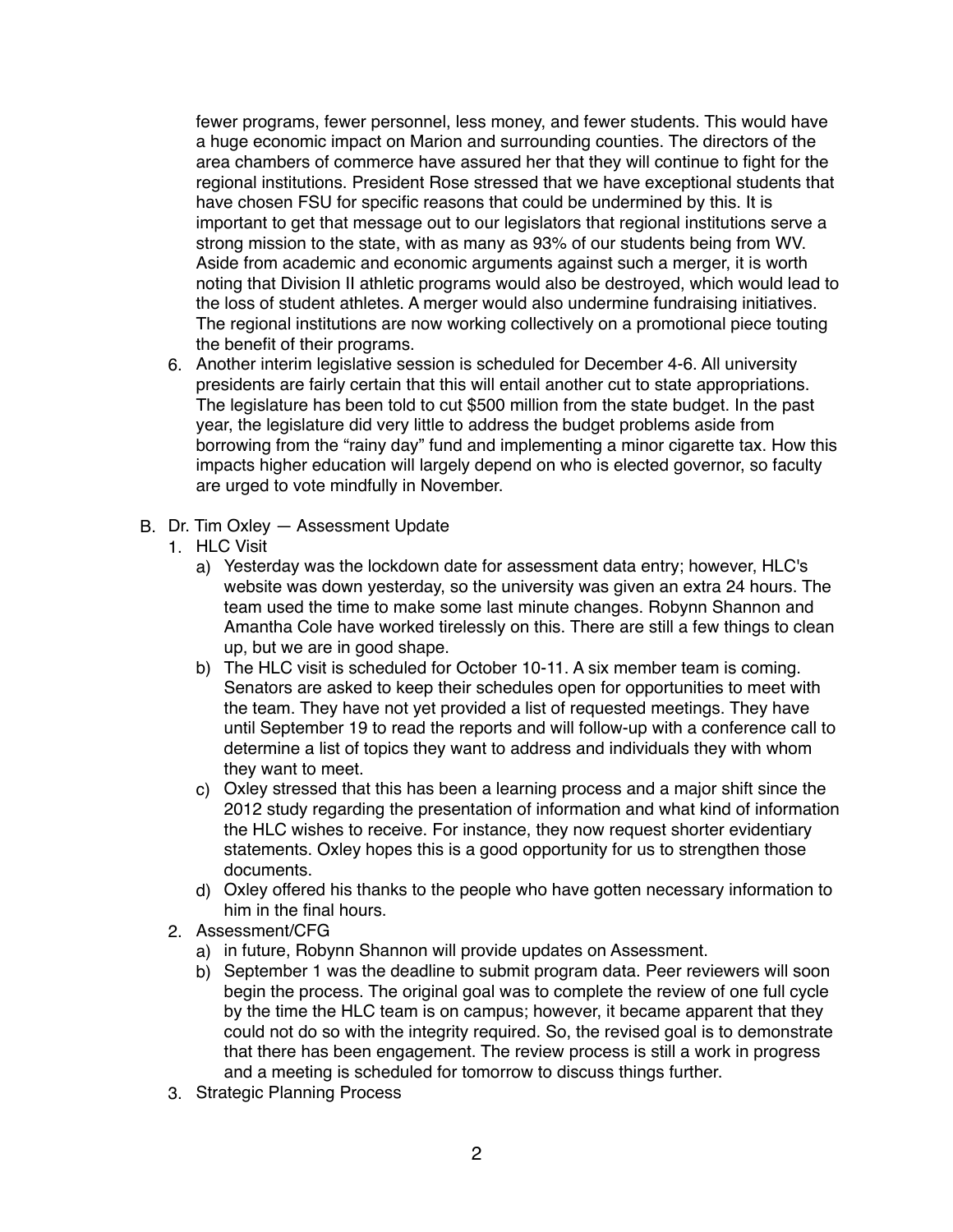fewer programs, fewer personnel, less money, and fewer students. This would have a huge economic impact on Marion and surrounding counties. The directors of the area chambers of commerce have assured her that they will continue to fight for the regional institutions. President Rose stressed that we have exceptional students that have chosen FSU for specific reasons that could be undermined by this. It is important to get that message out to our legislators that regional institutions serve a strong mission to the state, with as many as 93% of our students being from WV. Aside from academic and economic arguments against such a merger, it is worth noting that Division II athletic programs would also be destroyed, which would lead to the loss of student athletes. A merger would also undermine fundraising initiatives. The regional institutions are now working collectively on a promotional piece touting the benefit of their programs.

6. Another interim legislative session is scheduled for December 4-6. All university presidents are fairly certain that this will entail another cut to state appropriations. The legislature has been told to cut $500 million from the state budget. In the past year, the legislature did very little to address the budget problems aside from borrowing from the "rainy day" fund and implementing a minor cigarette tax. How this impacts higher education will largely depend on who is elected governor, so faculty are urged to vote mindfully in November.

B. Dr. Tim Oxley — Assessment Update
   1. HLC Visit
      a) Yesterday was the lockdown date for assessment data entry; however, HLC's website was down yesterday, so the university was given an extra 24 hours. The team used the time to make some last minute changes. Robynn Shannon and Amantha Cole have worked tirelessly on this. There are still a few things to clean up, but we are in good shape.
      b) The HLC visit is scheduled for October 10-11. A six member team is coming. Senators are asked to keep their schedules open for opportunities to meet with the team. They have not yet provided a list of requested meetings. They have until September 19 to read the reports and will follow-up with a conference call to determine a list of topics they want to address and individuals they with whom they want to meet.
      c) Oxley stressed that this has been a learning process and a major shift since the 2012 study regarding the presentation of information and what kind of information the HLC wishes to receive. For instance, they now request shorter evidentiary statements. Oxley hopes this is a good opportunity for us to strengthen those documents.
      d) Oxley offered his thanks to the people who have gotten necessary information to him in the final hours.
   2. Assessment/CFG
      a) in future, Robynn Shannon will provide updates on Assessment.
      b) September 1 was the deadline to submit program data. Peer reviewers will soon begin the process. The original goal was to complete the review of one full cycle by the time the HLC team is on campus; however, it became apparent that they could not do so with the integrity required. So, the revised goal is to demonstrate that there has been engagement. The review process is still a work in progress and a meeting is scheduled for tomorrow to discuss things further.
   3. Strategic Planning Process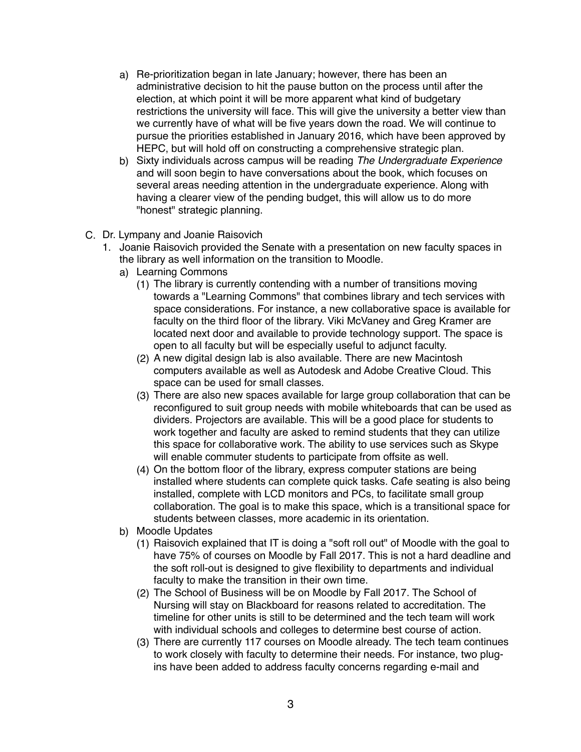a) Re-prioritization began in late January; however, there has been an administrative decision to hit the pause button on the process until after the election, at which point it will be more apparent what kind of budgetary restrictions the university will face. This will give the university a better view than we currently have of what will be five years down the road. We will continue to pursue the priorities established in January 2016, which have been approved by HEPC, but will hold off on constructing a comprehensive strategic plan.

b) Sixty individuals across campus will be reading *The Undergraduate Experience* and will soon begin to have conversations about the book, which focuses on several areas needing attention in the undergraduate experience. Along with having a clearer view of the pending budget, this will allow us to do more "honest" strategic planning.

C. Dr. Lympany and Joanie Raisovich

1. Joanie Raisovich provided the Senate with a presentation on new faculty spaces in the library as well information on the transition to Moodle.

   a) Learning Commons

      (1) The library is currently contending with a number of transitions moving towards a "Learning Commons" that combines library and tech services with space considerations. For instance, a new collaborative space is available for faculty on the third floor of the library. Viki McVaney and Greg Kramer are located next door and available to provide technology support. The space is open to all faculty but will be especially useful to adjunct faculty.

      (2) A new digital design lab is also available. There are new Macintosh computers available as well as Autodesk and Adobe Creative Cloud. This space can be used for small classes.

      (3) There are also new spaces available for large group collaboration that can be reconfigured to suit group needs with mobile whiteboards that can be used as dividers. Projectors are available. This will be a good place for students to work together and faculty are asked to remind students that they can utilize this space for collaborative work. The ability to use services such as Skype will enable commuter students to participate from offsite as well.

      (4) On the bottom floor of the library, express computer stations are being installed where students can complete quick tasks. Cafe seating is also being installed, complete with LCD monitors and PCs, to facilitate small group collaboration. The goal is to make this space, which is a transitional space for students between classes, more academic in its orientation.

   b) Moodle Updates

      (1) Raisovich explained that IT is doing a "soft roll out" of Moodle with the goal to have 75% of courses on Moodle by Fall 2017. This is not a hard deadline and the soft roll-out is designed to give flexibility to departments and individual faculty to make the transition in their own time.

      (2) The School of Business will be on Moodle by Fall 2017. The School of Nursing will stay on Blackboard for reasons related to accreditation. The timeline for other units is still to be determined and the tech team will work with individual schools and colleges to determine best course of action.

      (3) There are currently 117 courses on Moodle already. The tech team continues to work closely with faculty to determine their needs. For instance, two plug-ins have been added to address faculty concerns regarding e-mail and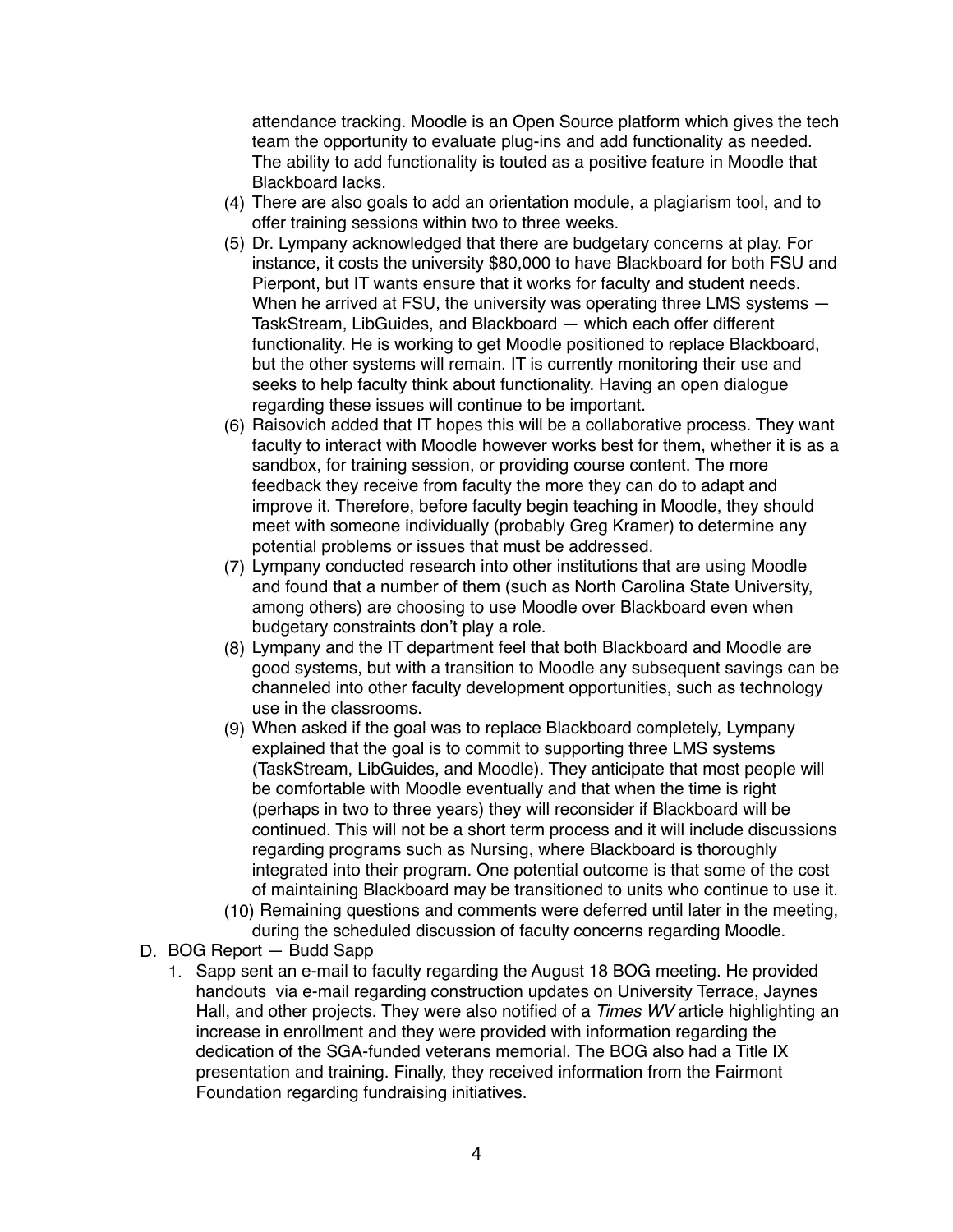attendance tracking. Moodle is an Open Source platform which gives the tech team the opportunity to evaluate plug-ins and add functionality as needed. The ability to add functionality is touted as a positive feature in Moodle that Blackboard lacks.

(4) There are also goals to add an orientation module, a plagiarism tool, and to offer training sessions within two to three weeks.

(5) Dr. Lympany acknowledged that there are budgetary concerns at play. For instance, it costs the university $80,000 to have Blackboard for both FSU and Pierpont, but IT wants ensure that it works for faculty and student needs. When he arrived at FSU, the university was operating three LMS systems — TaskStream, LibGuides, and Blackboard — which each offer different functionality. He is working to get Moodle positioned to replace Blackboard, but the other systems will remain. IT is currently monitoring their use and seeks to help faculty think about functionality. Having an open dialogue regarding these issues will continue to be important.

(6) Raisovich added that IT hopes this will be a collaborative process. They want faculty to interact with Moodle however works best for them, whether it is as a sandbox, for training session, or providing course content. The more feedback they receive from faculty the more they can do to adapt and improve it. Therefore, before faculty begin teaching in Moodle, they should meet with someone individually (probably Greg Kramer) to determine any potential problems or issues that must be addressed.

(7) Lympany conducted research into other institutions that are using Moodle and found that a number of them (such as North Carolina State University, among others) are choosing to use Moodle over Blackboard even when budgetary constraints don't play a role.

(8) Lympany and the IT department feel that both Blackboard and Moodle are good systems, but with a transition to Moodle any subsequent savings can be channeled into other faculty development opportunities, such as technology use in the classrooms.

(9) When asked if the goal was to replace Blackboard completely, Lympany explained that the goal is to commit to supporting three LMS systems (TaskStream, LibGuides, and Moodle). They anticipate that most people will be comfortable with Moodle eventually and that when the time is right (perhaps in two to three years) they will reconsider if Blackboard will be continued. This will not be a short term process and it will include discussions regarding programs such as Nursing, where Blackboard is thoroughly integrated into their program. One potential outcome is that some of the cost of maintaining Blackboard may be transitioned to units who continue to use it.

(10) Remaining questions and comments were deferred until later in the meeting, during the scheduled discussion of faculty concerns regarding Moodle.

D. BOG Report — Budd Sapp

1. Sapp sent an e-mail to faculty regarding the August 18 BOG meeting. He provided handouts via e-mail regarding construction updates on University Terrace, Jaynes Hall, and other projects. They were also notified of a *Times WV* article highlighting an increase in enrollment and they were provided with information regarding the dedication of the SGA-funded veterans memorial. The BOG also had a Title IX presentation and training. Finally, they received information from the Fairmont Foundation regarding fundraising initiatives.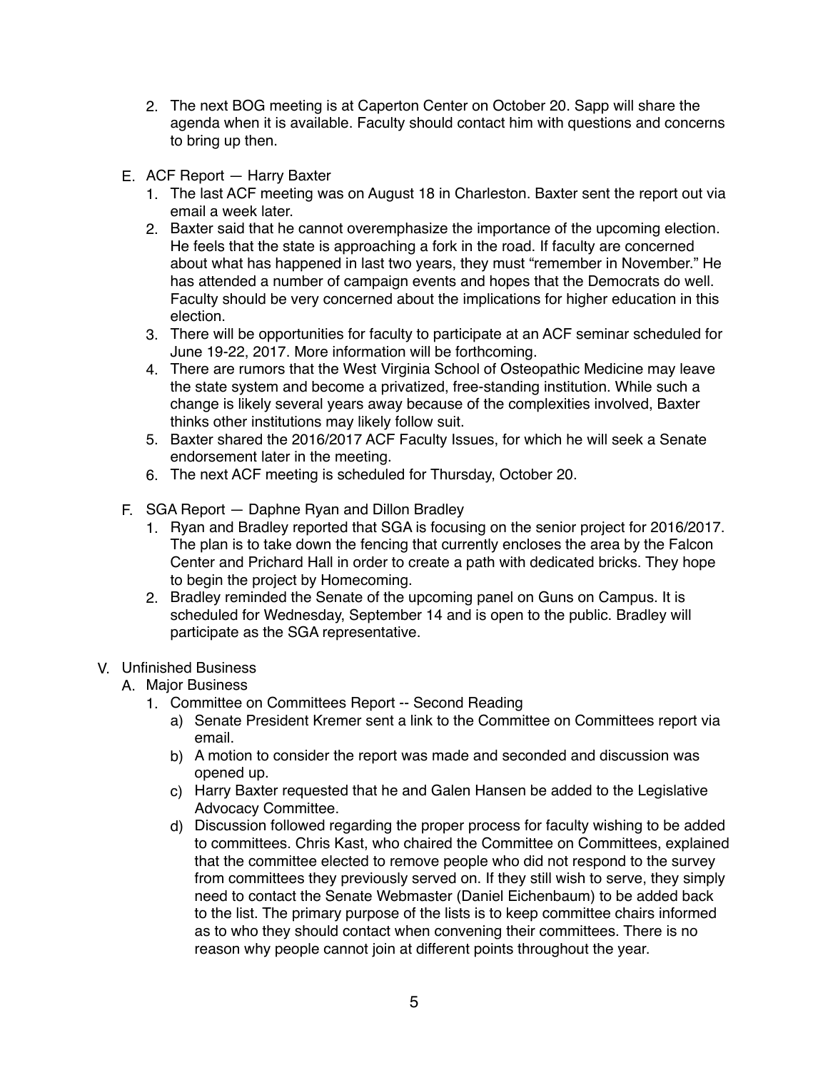2. The next BOG meeting is at Caperton Center on October 20. Sapp will share the agenda when it is available. Faculty should contact him with questions and concerns to bring up then.

E. ACF Report — Harry Baxter
   1. The last ACF meeting was on August 18 in Charleston. Baxter sent the report out via email a week later.
   2. Baxter said that he cannot overemphasize the importance of the upcoming election. He feels that the state is approaching a fork in the road. If faculty are concerned about what has happened in last two years, they must "remember in November." He has attended a number of campaign events and hopes that the Democrats do well. Faculty should be very concerned about the implications for higher education in this election.
   3. There will be opportunities for faculty to participate at an ACF seminar scheduled for June 19-22, 2017. More information will be forthcoming.
   4. There are rumors that the West Virginia School of Osteopathic Medicine may leave the state system and become a privatized, free-standing institution. While such a change is likely several years away because of the complexities involved, Baxter thinks other institutions may likely follow suit.
   5. Baxter shared the 2016/2017 ACF Faculty Issues, for which he will seek a Senate endorsement later in the meeting.
   6. The next ACF meeting is scheduled for Thursday, October 20.

F. SGA Report — Daphne Ryan and Dillon Bradley
   1. Ryan and Bradley reported that SGA is focusing on the senior project for 2016/2017. The plan is to take down the fencing that currently encloses the area by the Falcon Center and Prichard Hall in order to create a path with dedicated bricks. They hope to begin the project by Homecoming.
   2. Bradley reminded the Senate of the upcoming panel on Guns on Campus. It is scheduled for Wednesday, September 14 and is open to the public. Bradley will participate as the SGA representative.

V. Unfinished Business

A. Major Business
   1. Committee on Committees Report -- Second Reading
      a) Senate President Kremer sent a link to the Committee on Committees report via email.
      b) A motion to consider the report was made and seconded and discussion was opened up.
      c) Harry Baxter requested that he and Galen Hansen be added to the Legislative Advocacy Committee.
      d) Discussion followed regarding the proper process for faculty wishing to be added to committees. Chris Kast, who chaired the Committee on Committees, explained that the committee elected to remove people who did not respond to the survey from committees they previously served on. If they still wish to serve, they simply need to contact the Senate Webmaster (Daniel Eichenbaum) to be added back to the list. The primary purpose of the lists is to keep committee chairs informed as to who they should contact when convening their committees. There is no reason why people cannot join at different points throughout the year.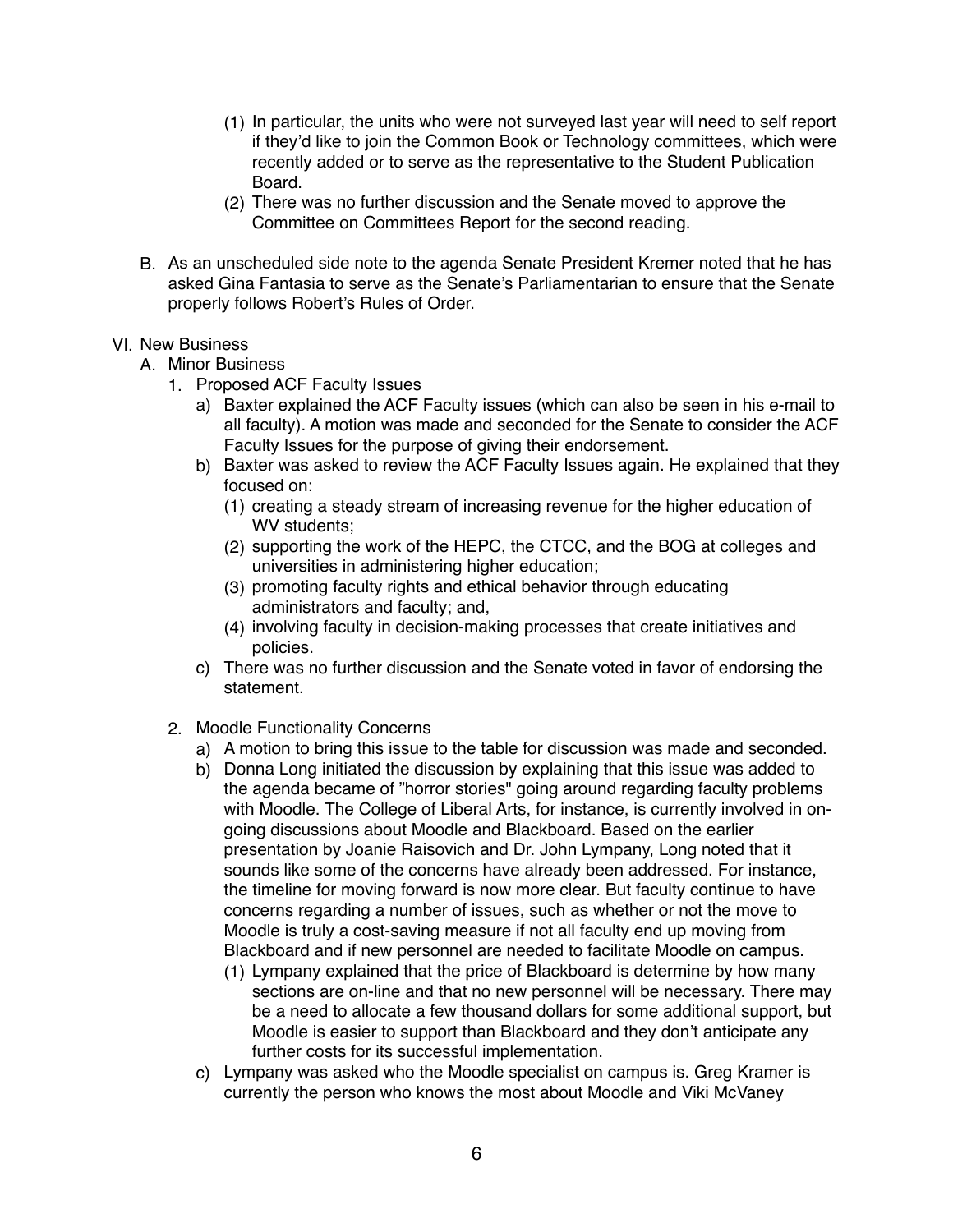(1) In particular, the units who were not surveyed last year will need to self report if they'd like to join the Common Book or Technology committees, which were recently added or to serve as the representative to the Student Publication Board.

(2) There was no further discussion and the Senate moved to approve the Committee on Committees Report for the second reading.

B. As an unscheduled side note to the agenda Senate President Kremer noted that he has asked Gina Fantasia to serve as the Senate's Parliamentarian to ensure that the Senate properly follows Robert's Rules of Order.

VI. New Business

A. Minor Business

1. Proposed ACF Faculty Issues

a) Baxter explained the ACF Faculty issues (which can also be seen in his e-mail to all faculty). A motion was made and seconded for the Senate to consider the ACF Faculty Issues for the purpose of giving their endorsement.

b) Baxter was asked to review the ACF Faculty Issues again. He explained that they focused on:

(1) creating a steady stream of increasing revenue for the higher education of WV students;

(2) supporting the work of the HEPC, the CTCC, and the BOG at colleges and universities in administering higher education;

(3) promoting faculty rights and ethical behavior through educating administrators and faculty; and,

(4) involving faculty in decision-making processes that create initiatives and policies.

c) There was no further discussion and the Senate voted in favor of endorsing the statement.

2. Moodle Functionality Concerns

a) A motion to bring this issue to the table for discussion was made and seconded.

b) Donna Long initiated the discussion by explaining that this issue was added to the agenda became of "horror stories" going around regarding faculty problems with Moodle. The College of Liberal Arts, for instance, is currently involved in on-going discussions about Moodle and Blackboard. Based on the earlier presentation by Joanie Raisovich and Dr. John Lympany, Long noted that it sounds like some of the concerns have already been addressed. For instance, the timeline for moving forward is now more clear. But faculty continue to have concerns regarding a number of issues, such as whether or not the move to Moodle is truly a cost-saving measure if not all faculty end up moving from Blackboard and if new personnel are needed to facilitate Moodle on campus.

(1) Lympany explained that the price of Blackboard is determine by how many sections are on-line and that no new personnel will be necessary. There may be a need to allocate a few thousand dollars for some additional support, but Moodle is easier to support than Blackboard and they don't anticipate any further costs for its successful implementation.

c) Lympany was asked who the Moodle specialist on campus is. Greg Kramer is currently the person who knows the most about Moodle and Viki McVaney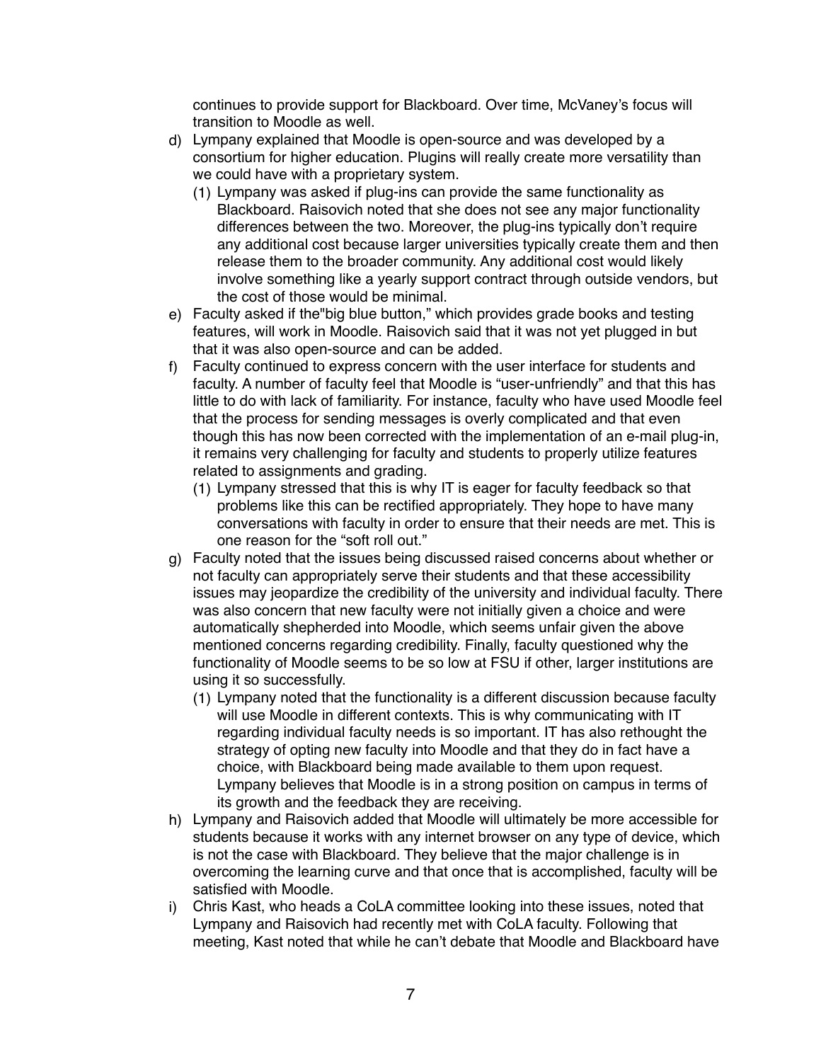continues to provide support for Blackboard. Over time, McVaney's focus will transition to Moodle as well.

d) Lympany explained that Moodle is open-source and was developed by a consortium for higher education. Plugins will really create more versatility than we could have with a proprietary system.
   (1) Lympany was asked if plug-ins can provide the same functionality as Blackboard. Raisovich noted that she does not see any major functionality differences between the two. Moreover, the plug-ins typically don't require any additional cost because larger universities typically create them and then release them to the broader community. Any additional cost would likely involve something like a yearly support contract through outside vendors, but the cost of those would be minimal.

e) Faculty asked if the"big blue button," which provides grade books and testing features, will work in Moodle. Raisovich said that it was not yet plugged in but that it was also open-source and can be added.

f) Faculty continued to express concern with the user interface for students and faculty. A number of faculty feel that Moodle is "user-unfriendly" and that this has little to do with lack of familiarity. For instance, faculty who have used Moodle feel that the process for sending messages is overly complicated and that even though this has now been corrected with the implementation of an e-mail plug-in, it remains very challenging for faculty and students to properly utilize features related to assignments and grading.
   (1) Lympany stressed that this is why IT is eager for faculty feedback so that problems like this can be rectified appropriately. They hope to have many conversations with faculty in order to ensure that their needs are met. This is one reason for the "soft roll out."

g) Faculty noted that the issues being discussed raised concerns about whether or not faculty can appropriately serve their students and that these accessibility issues may jeopardize the credibility of the university and individual faculty. There was also concern that new faculty were not initially given a choice and were automatically shepherded into Moodle, which seems unfair given the above mentioned concerns regarding credibility. Finally, faculty questioned why the functionality of Moodle seems to be so low at FSU if other, larger institutions are using it so successfully.
   (1) Lympany noted that the functionality is a different discussion because faculty will use Moodle in different contexts. This is why communicating with IT regarding individual faculty needs is so important. IT has also rethought the strategy of opting new faculty into Moodle and that they do in fact have a choice, with Blackboard being made available to them upon request. Lympany believes that Moodle is in a strong position on campus in terms of its growth and the feedback they are receiving.

h) Lympany and Raisovich added that Moodle will ultimately be more accessible for students because it works with any internet browser on any type of device, which is not the case with Blackboard. They believe that the major challenge is in overcoming the learning curve and that once that is accomplished, faculty will be satisfied with Moodle.

i) Chris Kast, who heads a CoLA committee looking into these issues, noted that Lympany and Raisovich had recently met with CoLA faculty. Following that meeting, Kast noted that while he can't debate that Moodle and Blackboard have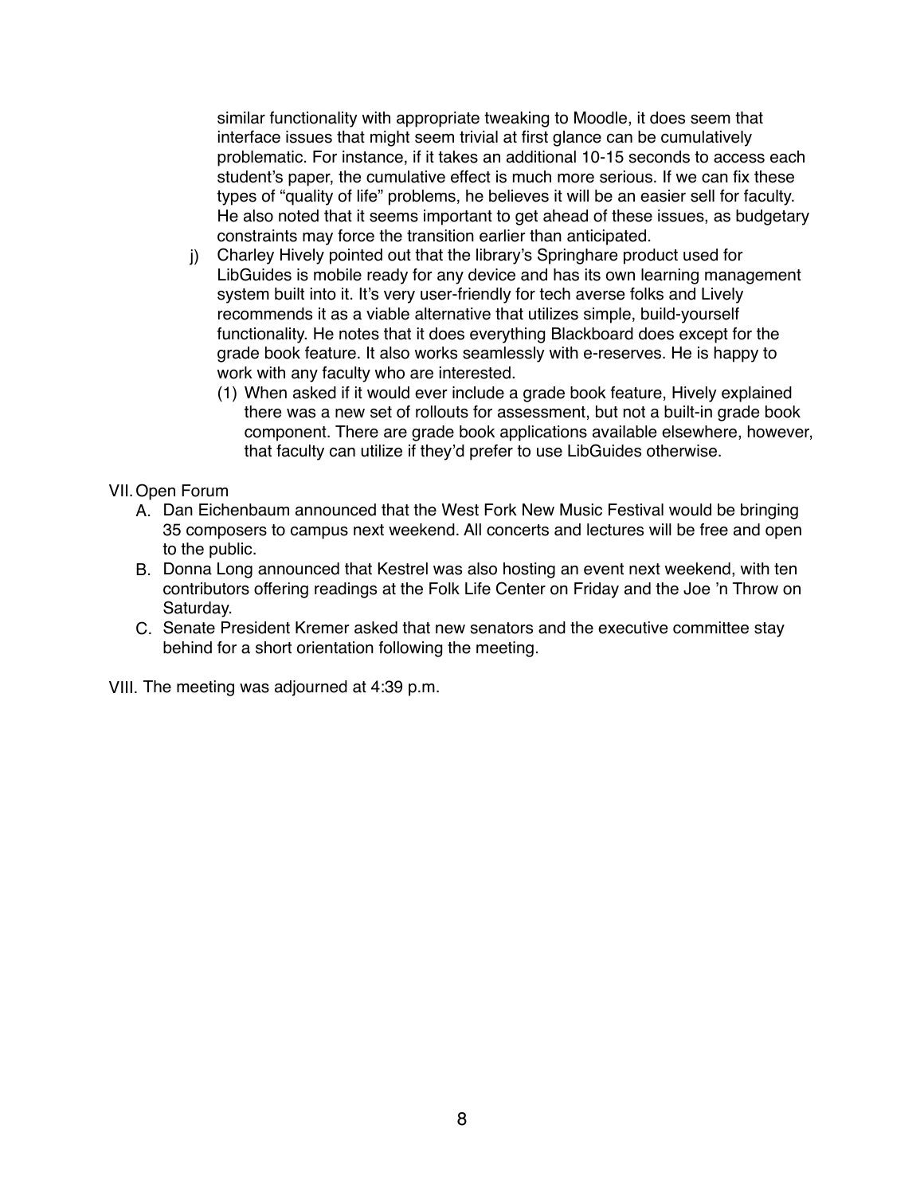similar functionality with appropriate tweaking to Moodle, it does seem that interface issues that might seem trivial at first glance can be cumulatively problematic. For instance, if it takes an additional 10-15 seconds to access each student's paper, the cumulative effect is much more serious. If we can fix these types of "quality of life" problems, he believes it will be an easier sell for faculty. He also noted that it seems important to get ahead of these issues, as budgetary constraints may force the transition earlier than anticipated.

j) Charley Hively pointed out that the library's Springhare product used for LibGuides is mobile ready for any device and has its own learning management system built into it. It's very user-friendly for tech averse folks and Lively recommends it as a viable alternative that utilizes simple, build-yourself functionality. He notes that it does everything Blackboard does except for the grade book feature. It also works seamlessly with e-reserves. He is happy to work with any faculty who are interested.
   (1) When asked if it would ever include a grade book feature, Hively explained there was a new set of rollouts for assessment, but not a built-in grade book component. There are grade book applications available elsewhere, however, that faculty can utilize if they'd prefer to use LibGuides otherwise.

VII. Open Forum
   A. Dan Eichenbaum announced that the West Fork New Music Festival would be bringing 35 composers to campus next weekend. All concerts and lectures will be free and open to the public.
   B. Donna Long announced that Kestrel was also hosting an event next weekend, with ten contributors offering readings at the Folk Life Center on Friday and the Joe 'n Throw on Saturday.
   C. Senate President Kremer asked that new senators and the executive committee stay behind for a short orientation following the meeting.

VIII. The meeting was adjourned at 4:39 p.m.